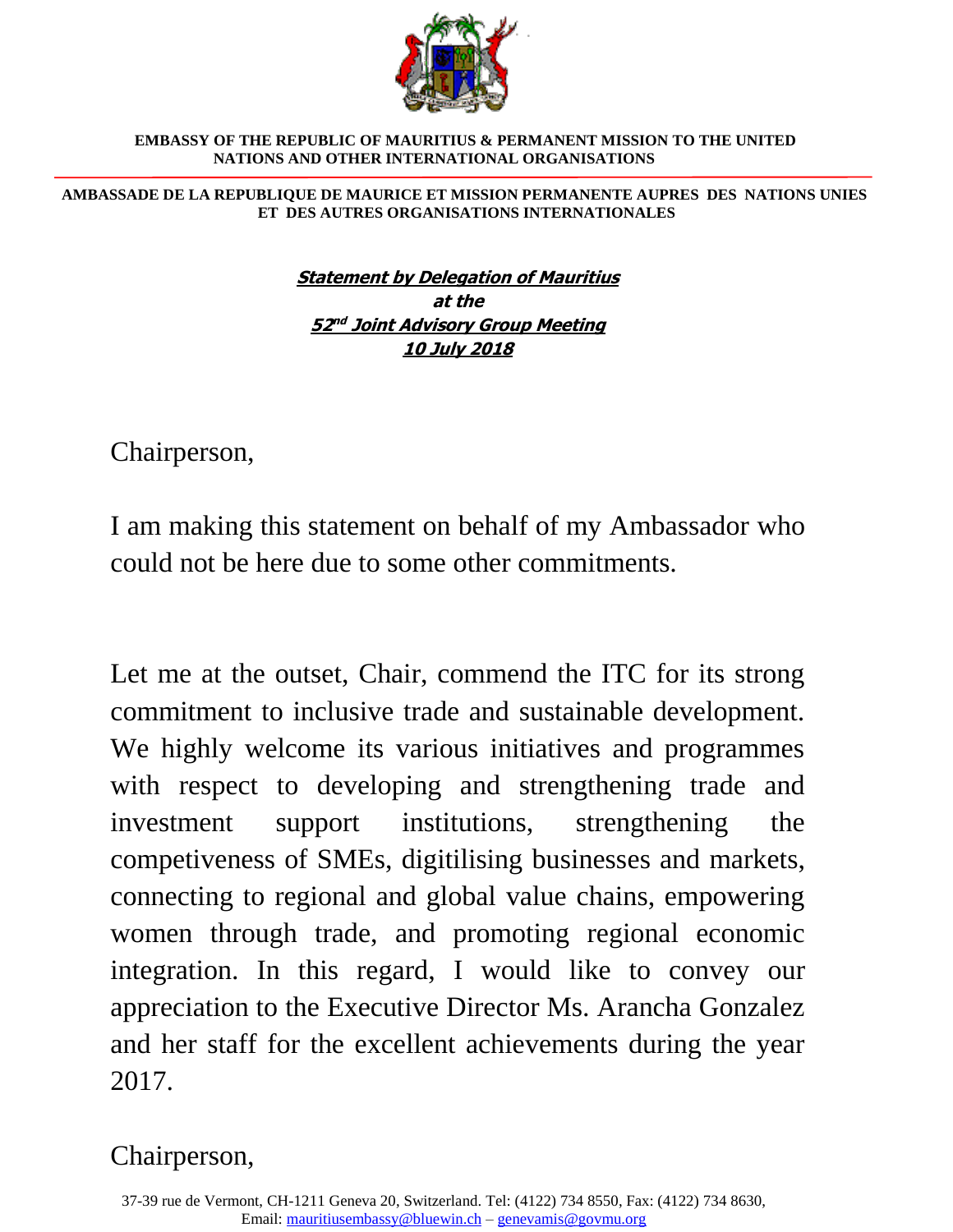**EMBASSY OF THE REPUBLIC OF MAURITIUS & PERMANENT MISSION TO THE UNITED NATIONS AND OTHER INTERNATIONAL ORGANISATIONS**

**AMBASSADE DE LA REPUBLIQUE DE MAURICE ET MISSION PERMANENTE AUPRES DES NATIONS UNIES ET DES AUTRES ORGANISATIONS INTERNATIONALES**

***Statement by Delegation of Mauritius***
***at the***
***52nd Joint Advisory Group Meeting***
***10 July 2018***

Chairperson,

I am making this statement on behalf of my Ambassador who could not be here due to some other commitments.

Let me at the outset, Chair, commend the ITC for its strong commitment to inclusive trade and sustainable development. We highly welcome its various initiatives and programmes with respect to developing and strengthening trade and investment support institutions, strengthening the competiveness of SMEs, digitilising businesses and markets, connecting to regional and global value chains, empowering women through trade, and promoting regional economic integration. In this regard, I would like to convey our appreciation to the Executive Director Ms. Arancha Gonzalez and her staff for the excellent achievements during the year 2017.

Chairperson,

37-39 rue de Vermont, CH-1211 Geneva 20, Switzerland. Tel: (4122) 734 8550, Fax: (4122) 734 8630, Email: mauritiusembassy@bluewin.ch – genevamis@govmu.org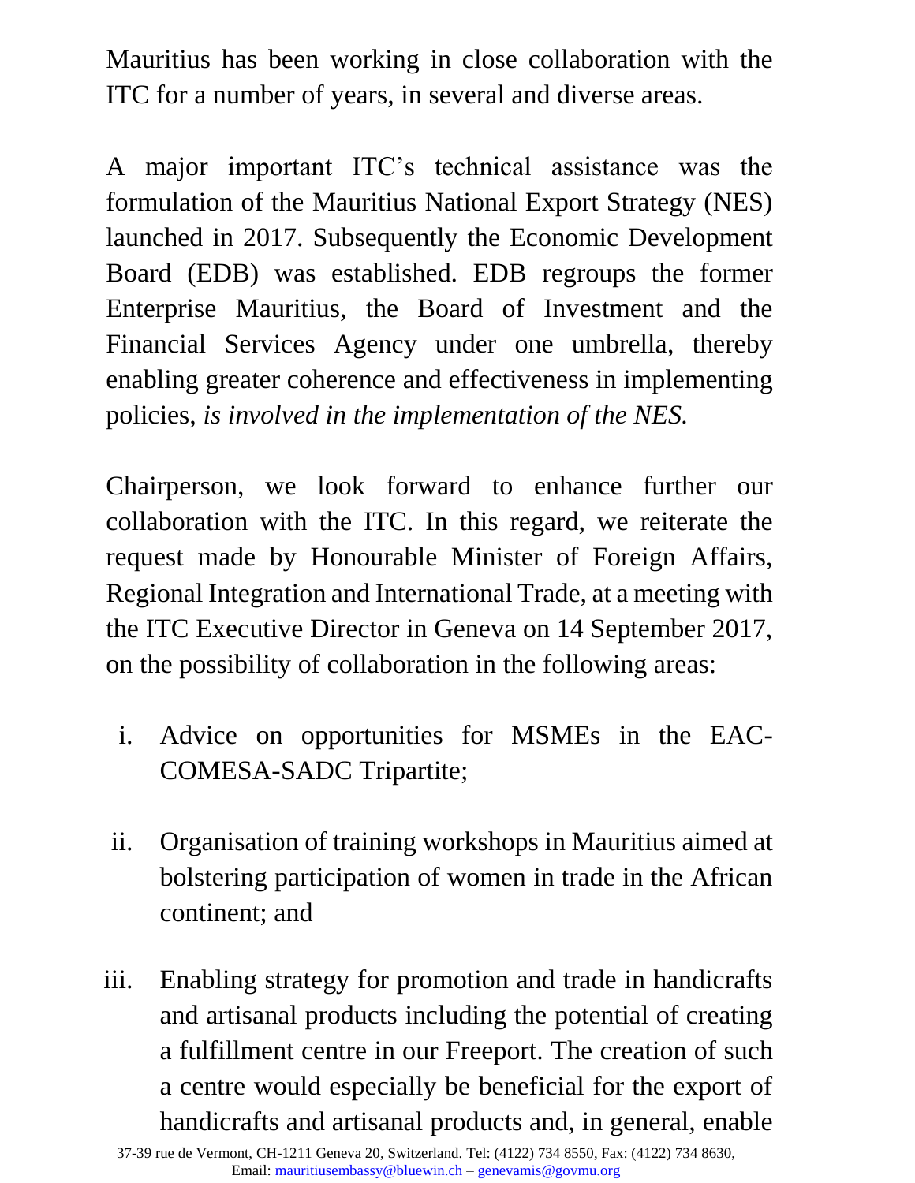Mauritius has been working in close collaboration with the ITC for a number of years, in several and diverse areas.

A major important ITC's technical assistance was the formulation of the Mauritius National Export Strategy (NES) launched in 2017. Subsequently the Economic Development Board (EDB) was established. EDB regroups the former Enterprise Mauritius, the Board of Investment and the Financial Services Agency under one umbrella, thereby enabling greater coherence and effectiveness in implementing policies, *is involved in the implementation of the NES.*

Chairperson, we look forward to enhance further our collaboration with the ITC. In this regard, we reiterate the request made by Honourable Minister of Foreign Affairs, Regional Integration and International Trade, at a meeting with the ITC Executive Director in Geneva on 14 September 2017, on the possibility of collaboration in the following areas:

i. Advice on opportunities for MSMEs in the EAC-COMESA-SADC Tripartite;

ii. Organisation of training workshops in Mauritius aimed at bolstering participation of women in trade in the African continent; and

iii. Enabling strategy for promotion and trade in handicrafts and artisanal products including the potential of creating a fulfillment centre in our Freeport. The creation of such a centre would especially be beneficial for the export of handicrafts and artisanal products and, in general, enable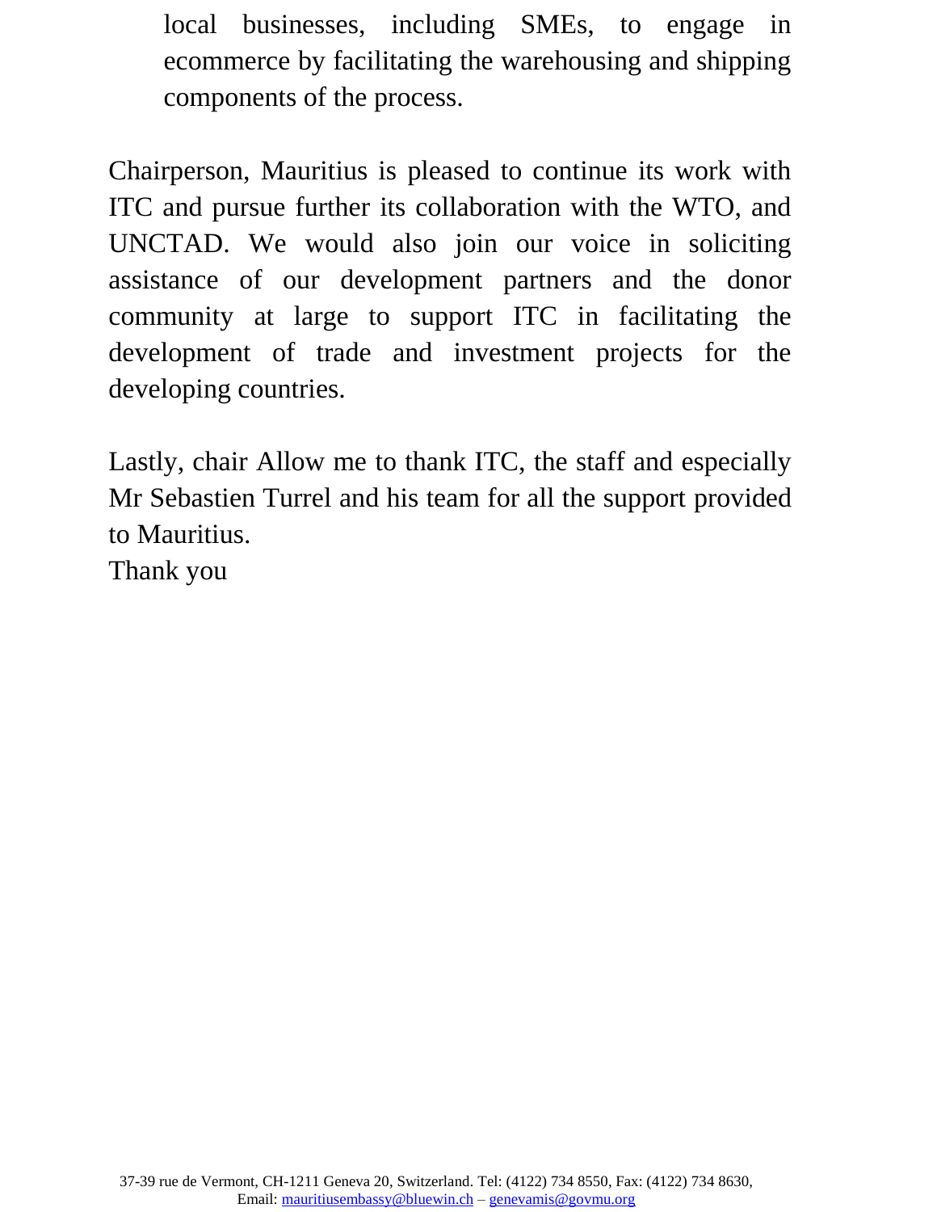local businesses, including SMEs, to engage in ecommerce by facilitating the warehousing and shipping components of the process.

Chairperson, Mauritius is pleased to continue its work with ITC and pursue further its collaboration with the WTO, and UNCTAD. We would also join our voice in soliciting assistance of our development partners and the donor community at large to support ITC in facilitating the development of trade and investment projects for the developing countries.

Lastly, chair Allow me to thank ITC, the staff and especially Mr Sebastien Turrel and his team for all the support provided to Mauritius.

Thank you